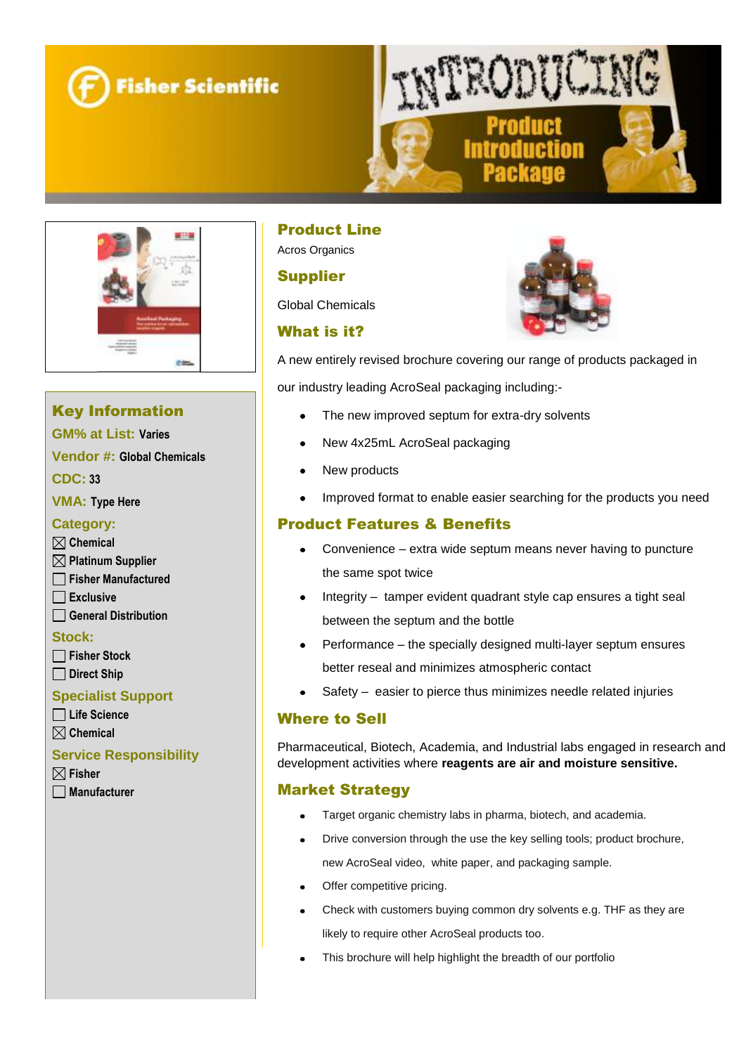Fisher Scientific

# INTRODUCING Product Introduction Package

## Key Information

**GM% at List:** Varies

**Vendor #:** Global Chemicals

**CDC:** 33

**VMA:** Type Here

**Category:**

- ☒ Chemical
- ☒ Platinum Supplier
- ☐ Fisher Manufactured
- ☐ Exclusive
- ☐ General Distribution

**Stock:**

- ☐ Fisher Stock
- ☐ Direct Ship

**Specialist Support**

- ☐ Life Science
- ☒ Chemical

**Service Responsibility**

- ☒ Fisher
- ☐ Manufacturer

## Product Line

Acros Organics

## Supplier

Global Chemicals

## What is it?

A new entirely revised brochure covering our range of products packaged in our industry leading AcroSeal packaging including:-

- The new improved septum for extra-dry solvents
- New 4x25mL AcroSeal packaging
- New products
- Improved format to enable easier searching for the products you need

## Product Features & Benefits

- Convenience – extra wide septum means never having to puncture the same spot twice
- Integrity – tamper evident quadrant style cap ensures a tight seal between the septum and the bottle
- Performance – the specially designed multi-layer septum ensures better reseal and minimizes atmospheric contact
- Safety – easier to pierce thus minimizes needle related injuries

## Where to Sell

Pharmaceutical, Biotech, Academia, and Industrial labs engaged in research and development activities where **reagents are air and moisture sensitive.**

## Market Strategy

- Target organic chemistry labs in pharma, biotech, and academia.
- Drive conversion through the use the key selling tools; product brochure, new AcroSeal video, white paper, and packaging sample.
- Offer competitive pricing.
- Check with customers buying common dry solvents e.g. THF as they are likely to require other AcroSeal products too.
- This brochure will help highlight the breadth of our portfolio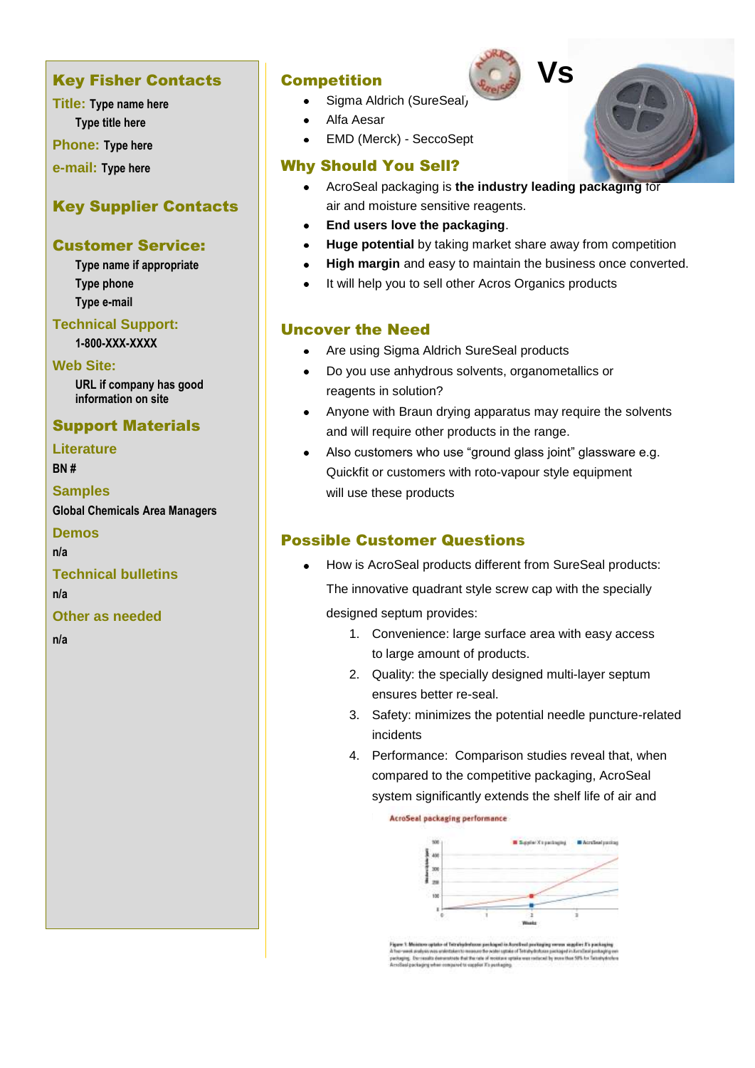## Key Fisher Contacts

**Title:** Type name here

Type title here

**Phone:** Type here

**e-mail:** Type here

## Key Supplier Contacts

### Customer Service:

Type name if appropriate

Type phone

Type e-mail

### Technical Support:

1-800-XXX-XXXX

### Web Site:

URL if company has good information on site

## Support Materials

### Literature

BN #

### Samples

Global Chemicals Area Managers

### Demos

n/a

### Technical bulletins

n/a

### Other as needed

n/a

## Competition

Vs

- Sigma Aldrich (SureSeal)
- Alfa Aesar
- EMD (Merck) - SeccoSept

## Why Should You Sell?

- AcroSeal packaging is **the industry leading packaging** for air and moisture sensitive reagents.
- **End users love the packaging**.
- **Huge potential** by taking market share away from competition
- **High margin** and easy to maintain the business once converted.
- It will help you to sell other Acros Organics products

## Uncover the Need

- Are using Sigma Aldrich SureSeal products
- Do you use anhydrous solvents, organometallics or reagents in solution?
- Anyone with Braun drying apparatus may require the solvents and will require other products in the range.
- Also customers who use "ground glass joint" glassware e.g. Quickfit or customers with roto-vapour style equipment will use these products

## Possible Customer Questions

- How is AcroSeal products different from SureSeal products:

  The innovative quadrant style screw cap with the specially designed septum provides:

  1. Convenience: large surface area with easy access to large amount of products.
  2. Quality: the specially designed multi-layer septum ensures better re-seal.
  3. Safety: minimizes the potential needle puncture-related incidents
  4. Performance: Comparison studies reveal that, when compared to the competitive packaging, AcroSeal system significantly extends the shelf life of air and

AcroSeal packaging performance

Supplier X's packaging
AcroSeal packag

500
400
300
200
100
0

0 1 2 3

Weeks

Figure 1: Moisture uptake of Tetrahydrofuran packaged in AcroSeal packaging versus supplier X's packaging
A four-week analysis was undertaken to measure the water uptake of Tetrahydrofuran packaged in AcroSeal packaging and packaging. Our results demonstrate that the rate of moisture uptake was reduced by more than 50% for Tetrahydrofuran AcroSeal packaging when compared to supplier X's packaging.